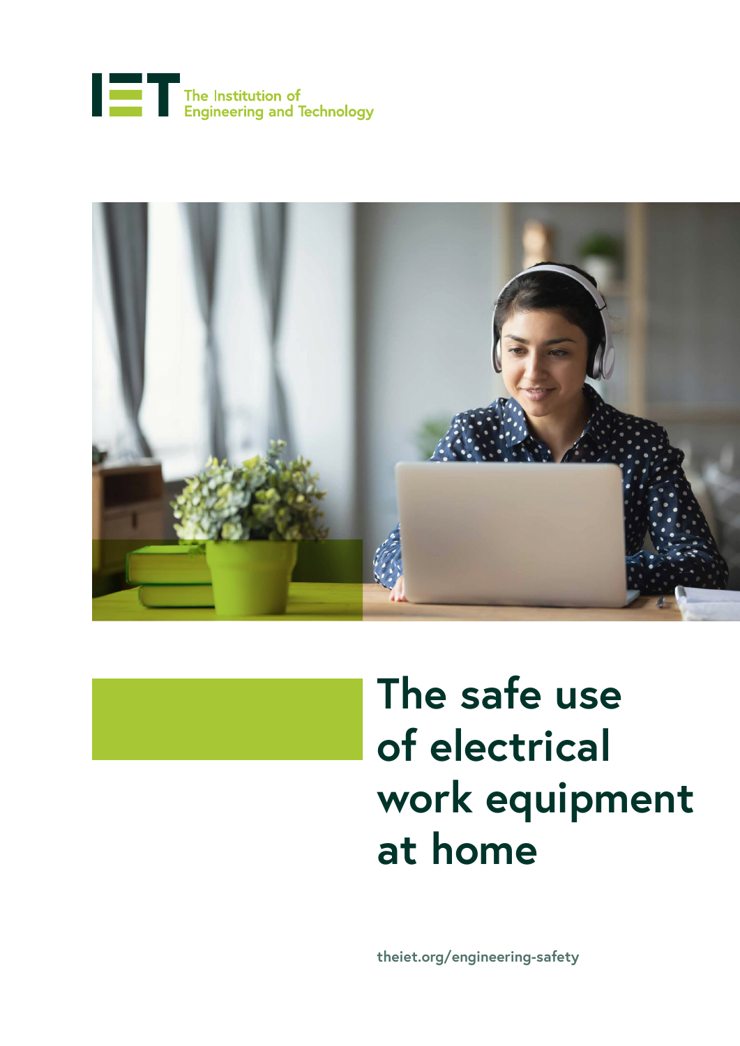The Institution of Engineering and Technology

# The safe use of electrical work equipment at home

theiet.org/engineering-safety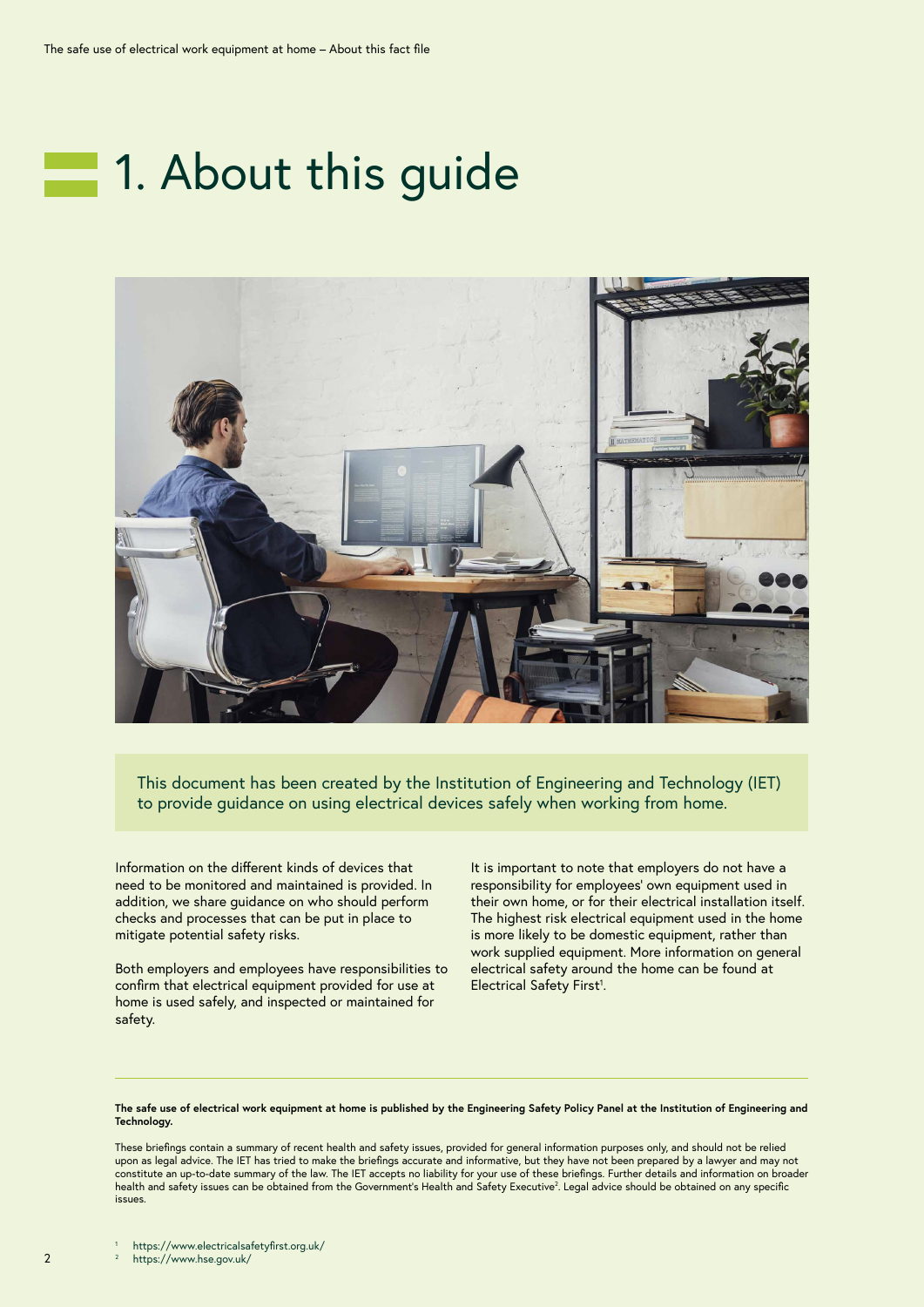# 1. About this guide

This document has been created by the Institution of Engineering and Technology (IET) to provide guidance on using electrical devices safely when working from home.

Information on the different kinds of devices that need to be monitored and maintained is provided. In addition, we share guidance on who should perform checks and processes that can be put in place to mitigate potential safety risks.

Both employers and employees have responsibilities to confirm that electrical equipment provided for use at home is used safely, and inspected or maintained for safety.

It is important to note that employers do not have a responsibility for employees' own equipment used in their own home, or for their electrical installation itself. The highest risk electrical equipment used in the home is more likely to be domestic equipment, rather than work supplied equipment. More information on general electrical safety around the home can be found at Electrical Safety First[1].

---

**The safe use of electrical work equipment at home is published by the Engineering Safety Policy Panel at the Institution of Engineering and Technology.**

These briefings contain a summary of recent health and safety issues, provided for general information purposes only, and should not be relied upon as legal advice. The IET has tried to make the briefings accurate and informative, but they have not been prepared by a lawyer and may not constitute an up-to-date summary of the law. The IET accepts no liability for your use of these briefings. Further details and information on broader health and safety issues can be obtained from the Government's Health and Safety Executive[2]. Legal advice should be obtained on any specific issues.

[1] https://www.electricalsafetyfirst.org.uk/
[2] https://www.hse.gov.uk/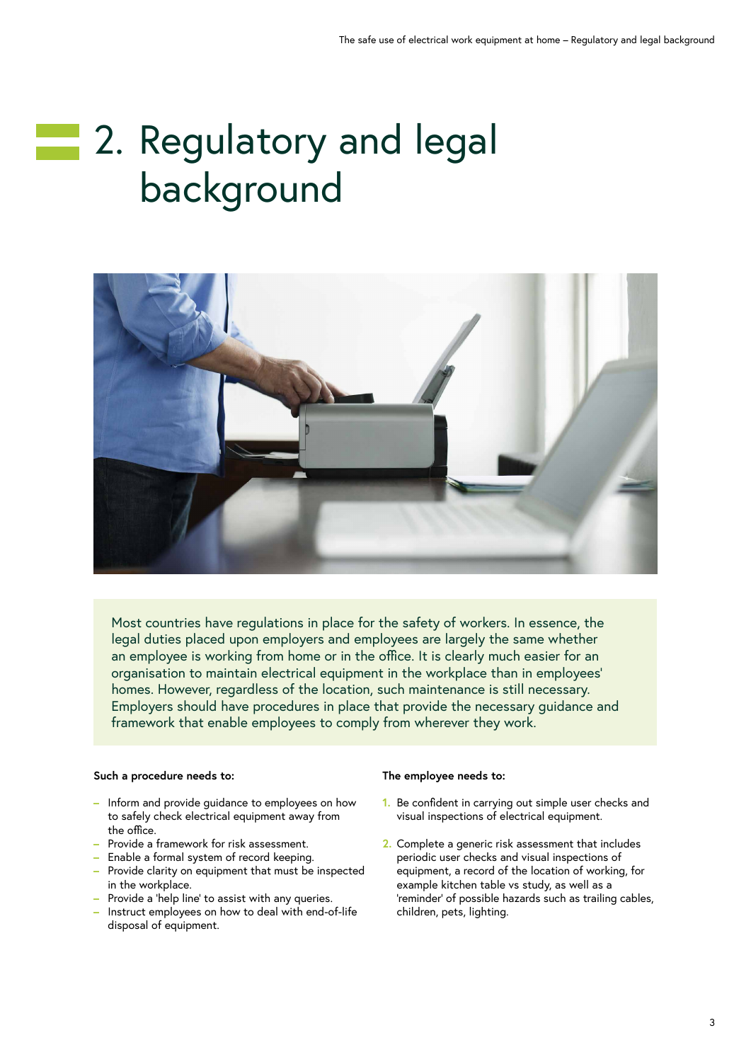# 2. Regulatory and legal background

Most countries have regulations in place for the safety of workers. In essence, the legal duties placed upon employers and employees are largely the same whether an employee is working from home or in the office. It is clearly much easier for an organisation to maintain electrical equipment in the workplace than in employees' homes. However, regardless of the location, such maintenance is still necessary. Employers should have procedures in place that provide the necessary guidance and framework that enable employees to comply from wherever they work.

**Such a procedure needs to:**

- Inform and provide guidance to employees on how to safely check electrical equipment away from the office.
- Provide a framework for risk assessment.
- Enable a formal system of record keeping.
- Provide clarity on equipment that must be inspected in the workplace.
- Provide a 'help line' to assist with any queries.
- Instruct employees on how to deal with end-of-life disposal of equipment.

**The employee needs to:**

1. Be confident in carrying out simple user checks and visual inspections of electrical equipment.
2. Complete a generic risk assessment that includes periodic user checks and visual inspections of equipment, a record of the location of working, for example kitchen table vs study, as well as a 'reminder' of possible hazards such as trailing cables, children, pets, lighting.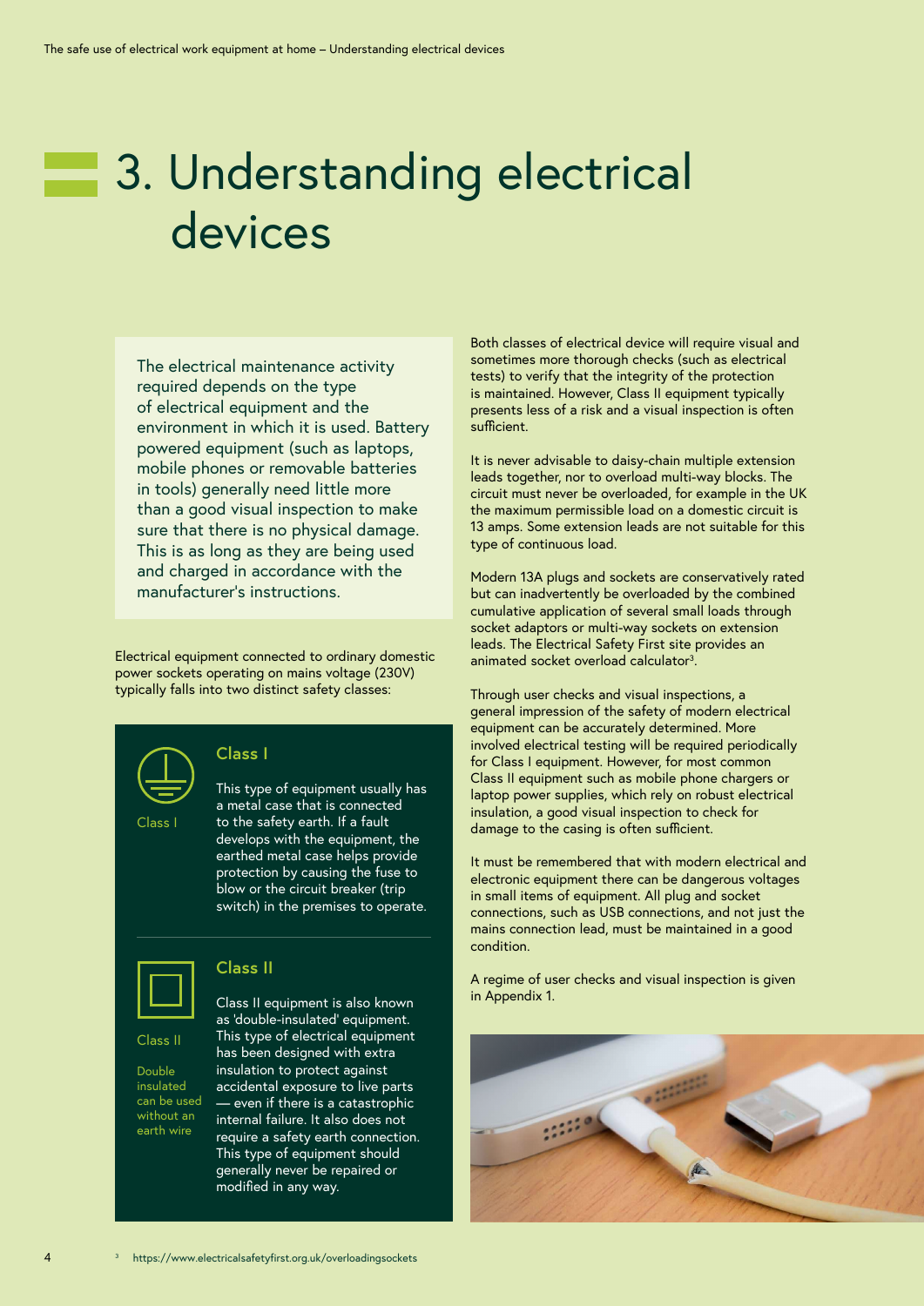# 3. Understanding electrical devices

The electrical maintenance activity required depends on the type of electrical equipment and the environment in which it is used. Battery powered equipment (such as laptops, mobile phones or removable batteries in tools) generally need little more than a good visual inspection to make sure that there is no physical damage. This is as long as they are being used and charged in accordance with the manufacturer's instructions.

Electrical equipment connected to ordinary domestic power sockets operating on mains voltage (230V) typically falls into two distinct safety classes:

Class I

### Class I

This type of equipment usually has a metal case that is connected to the safety earth. If a fault develops with the equipment, the earthed metal case helps provide protection by causing the fuse to blow or the circuit breaker (trip switch) in the premises to operate.

Class II

Double insulated can be used without an earth wire

### Class II

Class II equipment is also known as 'double-insulated' equipment. This type of electrical equipment has been designed with extra insulation to protect against accidental exposure to live parts — even if there is a catastrophic internal failure. It also does not require a safety earth connection. This type of equipment should generally never be repaired or modified in any way.

Both classes of electrical device will require visual and sometimes more thorough checks (such as electrical tests) to verify that the integrity of the protection is maintained. However, Class II equipment typically presents less of a risk and a visual inspection is often sufficient.

It is never advisable to daisy-chain multiple extension leads together, nor to overload multi-way blocks. The circuit must never be overloaded, for example in the UK the maximum permissible load on a domestic circuit is 13 amps. Some extension leads are not suitable for this type of continuous load.

Modern 13A plugs and sockets are conservatively rated but can inadvertently be overloaded by the combined cumulative application of several small loads through socket adaptors or multi-way sockets on extension leads. The Electrical Safety First site provides an animated socket overload calculator[3].

Through user checks and visual inspections, a general impression of the safety of modern electrical equipment can be accurately determined. More involved electrical testing will be required periodically for Class I equipment. However, for most common Class II equipment such as mobile phone chargers or laptop power supplies, which rely on robust electrical insulation, a good visual inspection to check for damage to the casing is often sufficient.

It must be remembered that with modern electrical and electronic equipment there can be dangerous voltages in small items of equipment. All plug and socket connections, such as USB connections, and not just the mains connection lead, must be maintained in a good condition.

A regime of user checks and visual inspection is given in Appendix 1.

[3] https://www.electricalsafetyfirst.org.uk/overloadingsockets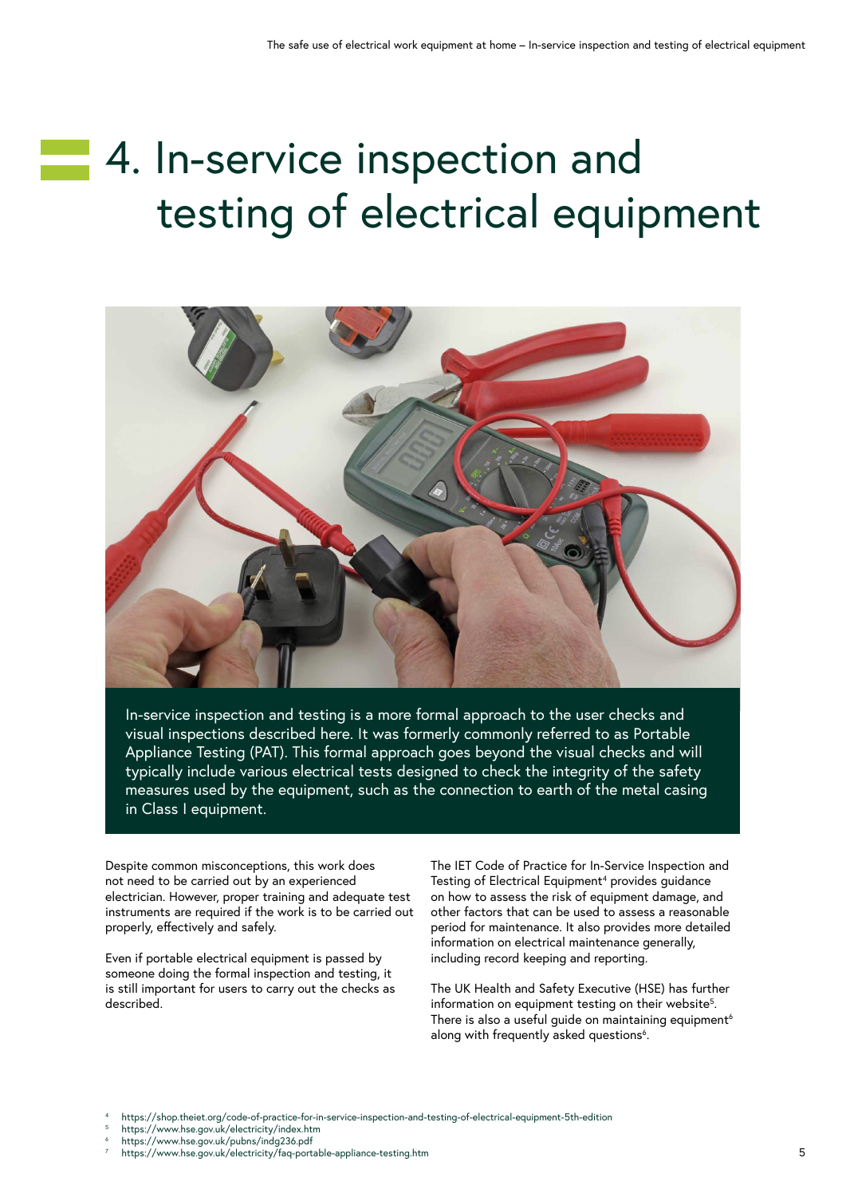# 4. In-service inspection and testing of electrical equipment

In-service inspection and testing is a more formal approach to the user checks and visual inspections described here. It was formerly commonly referred to as Portable Appliance Testing (PAT). This formal approach goes beyond the visual checks and will typically include various electrical tests designed to check the integrity of the safety measures used by the equipment, such as the connection to earth of the metal casing in Class I equipment.

Despite common misconceptions, this work does not need to be carried out by an experienced electrician. However, proper training and adequate test instruments are required if the work is to be carried out properly, effectively and safely.

Even if portable electrical equipment is passed by someone doing the formal inspection and testing, it is still important for users to carry out the checks as described.

The IET Code of Practice for In-Service Inspection and Testing of Electrical Equipment[4] provides guidance on how to assess the risk of equipment damage, and other factors that can be used to assess a reasonable period for maintenance. It also provides more detailed information on electrical maintenance generally, including record keeping and reporting.

The UK Health and Safety Executive (HSE) has further information on equipment testing on their website[5]. There is also a useful guide on maintaining equipment[6] along with frequently asked questions[6].

[4] https://shop.theiet.org/code-of-practice-for-in-service-inspection-and-testing-of-electrical-equipment-5th-edition
[5] https://www.hse.gov.uk/electricity/index.htm
[6] https://www.hse.gov.uk/pubns/indg236.pdf
[7] https://www.hse.gov.uk/electricity/faq-portable-appliance-testing.htm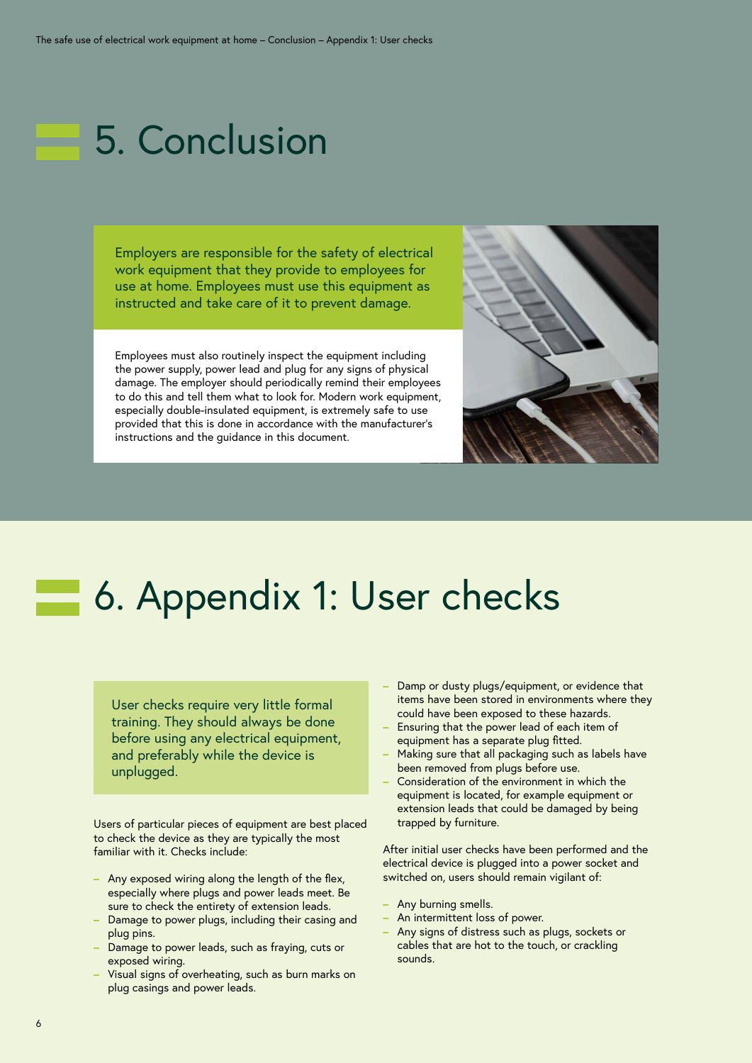# 5. Conclusion

Employers are responsible for the safety of electrical work equipment that they provide to employees for use at home. Employees must use this equipment as instructed and take care of it to prevent damage.

Employees must also routinely inspect the equipment including the power supply, power lead and plug for any signs of physical damage. The employer should periodically remind their employees to do this and tell them what to look for. Modern work equipment, especially double-insulated equipment, is extremely safe to use provided that this is done in accordance with the manufacturer's instructions and the guidance in this document.

# 6. Appendix 1: User checks

User checks require very little formal training. They should always be done before using any electrical equipment, and preferably while the device is unplugged.

Users of particular pieces of equipment are best placed to check the device as they are typically the most familiar with it. Checks include:

- Any exposed wiring along the length of the flex, especially where plugs and power leads meet. Be sure to check the entirety of extension leads.
- Damage to power plugs, including their casing and plug pins.
- Damage to power leads, such as fraying, cuts or exposed wiring.
- Visual signs of overheating, such as burn marks on plug casings and power leads.
- Damp or dusty plugs/equipment, or evidence that items have been stored in environments where they could have been exposed to these hazards.
- Ensuring that the power lead of each item of equipment has a separate plug fitted.
- Making sure that all packaging such as labels have been removed from plugs before use.
- Consideration of the environment in which the equipment is located, for example equipment or extension leads that could be damaged by being trapped by furniture.

After initial user checks have been performed and the electrical device is plugged into a power socket and switched on, users should remain vigilant of:

- Any burning smells.
- An intermittent loss of power.
- Any signs of distress such as plugs, sockets or cables that are hot to the touch, or crackling sounds.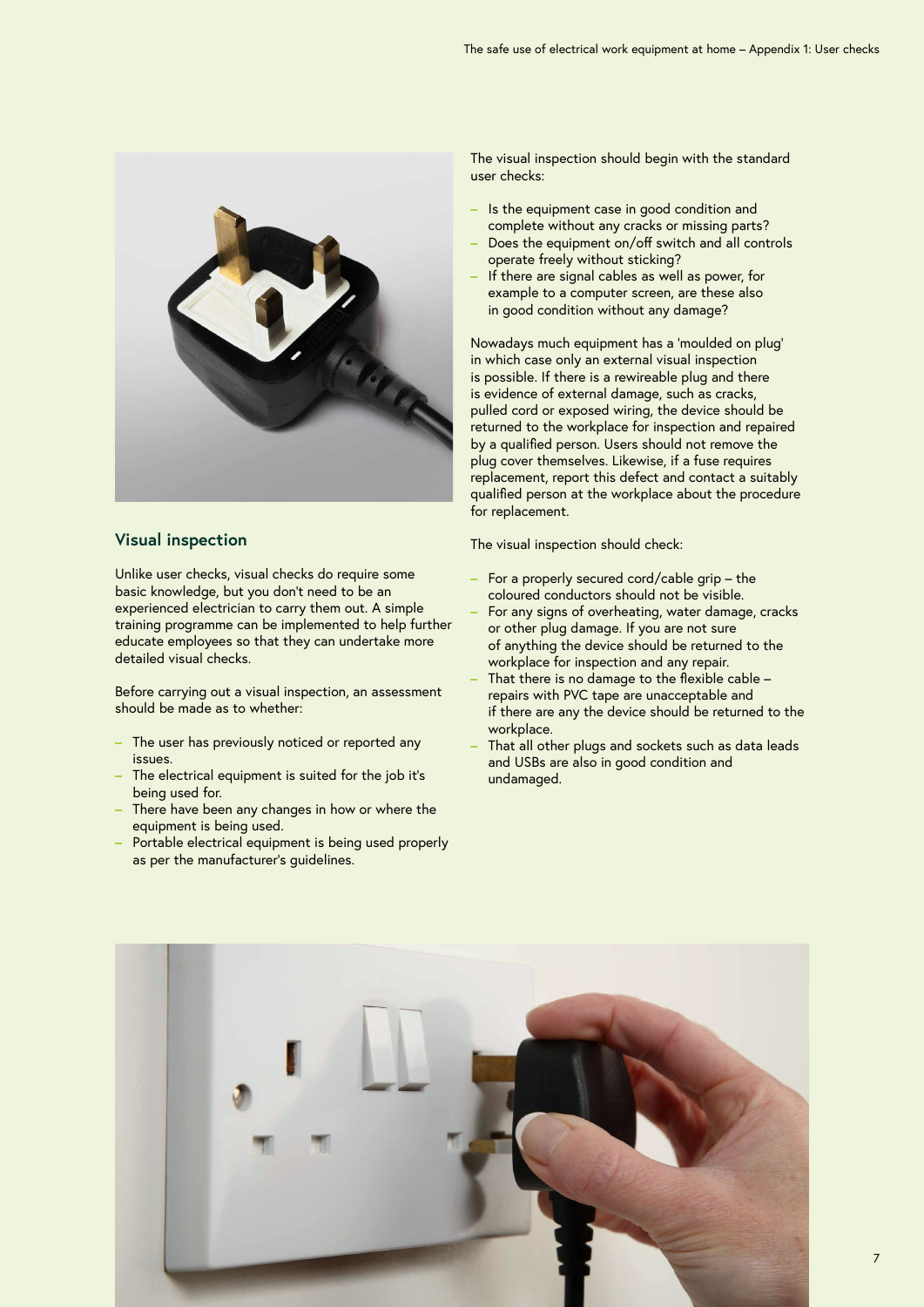## Visual inspection

Unlike user checks, visual checks do require some basic knowledge, but you don't need to be an experienced electrician to carry them out. A simple training programme can be implemented to help further educate employees so that they can undertake more detailed visual checks.

Before carrying out a visual inspection, an assessment should be made as to whether:

- The user has previously noticed or reported any issues.
- The electrical equipment is suited for the job it's being used for.
- There have been any changes in how or where the equipment is being used.
- Portable electrical equipment is being used properly as per the manufacturer's guidelines.

The visual inspection should begin with the standard user checks:

- Is the equipment case in good condition and complete without any cracks or missing parts?
- Does the equipment on/off switch and all controls operate freely without sticking?
- If there are signal cables as well as power, for example to a computer screen, are these also in good condition without any damage?

Nowadays much equipment has a 'moulded on plug' in which case only an external visual inspection is possible. If there is a rewireable plug and there is evidence of external damage, such as cracks, pulled cord or exposed wiring, the device should be returned to the workplace for inspection and repaired by a qualified person. Users should not remove the plug cover themselves. Likewise, if a fuse requires replacement, report this defect and contact a suitably qualified person at the workplace about the procedure for replacement.

The visual inspection should check:

- For a properly secured cord/cable grip – the coloured conductors should not be visible.
- For any signs of overheating, water damage, cracks or other plug damage. If you are not sure of anything the device should be returned to the workplace for inspection and any repair.
- That there is no damage to the flexible cable – repairs with PVC tape are unacceptable and if there are any the device should be returned to the workplace.
- That all other plugs and sockets such as data leads and USBs are also in good condition and undamaged.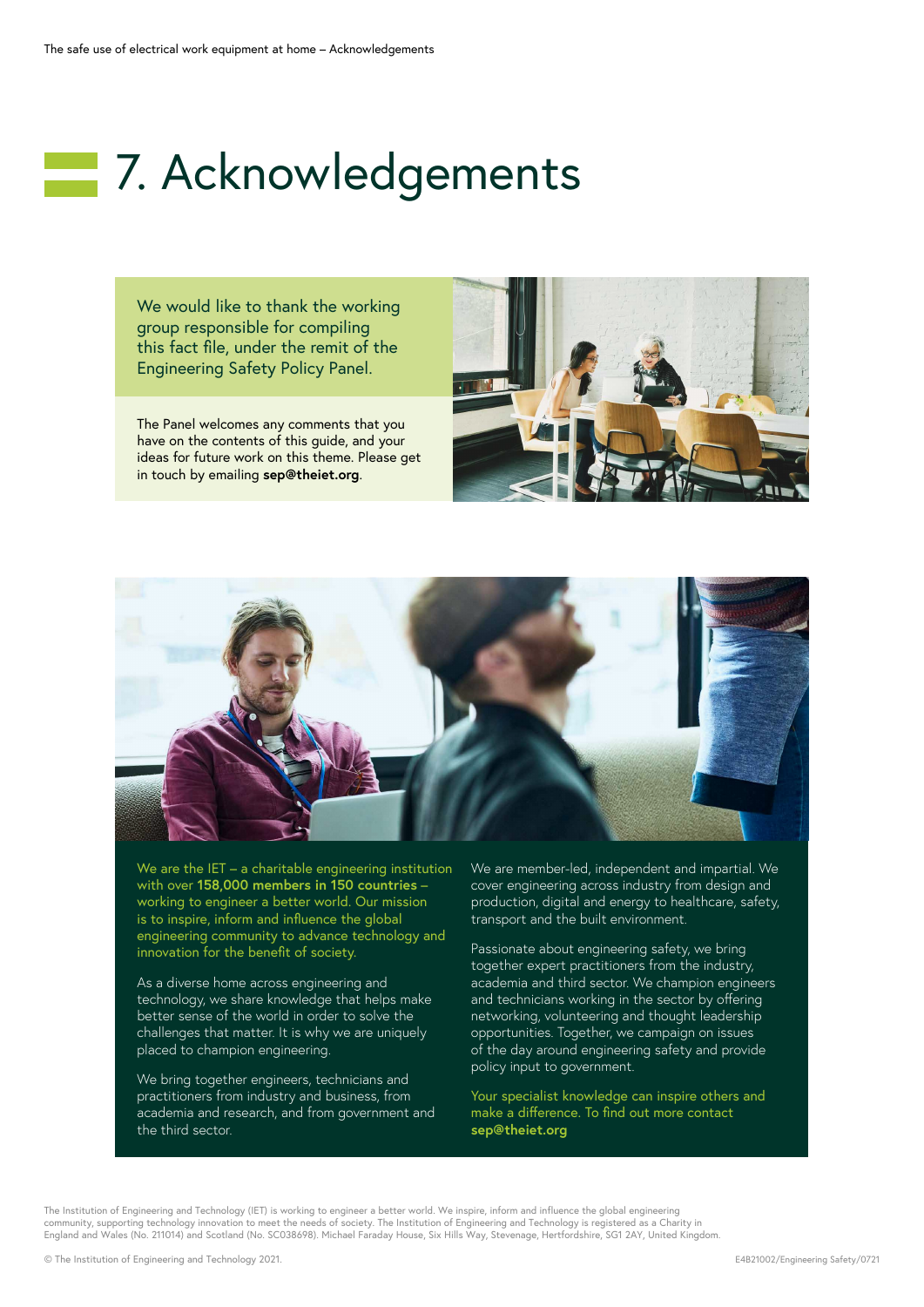# 7. Acknowledgements

We would like to thank the working group responsible for compiling this fact file, under the remit of the Engineering Safety Policy Panel.

The Panel welcomes any comments that you have on the contents of this guide, and your ideas for future work on this theme. Please get in touch by emailing **sep@theiet.org**.

We are the IET – a charitable engineering institution with over **158,000 members in 150 countries** – working to engineer a better world. Our mission is to inspire, inform and influence the global engineering community to advance technology and innovation for the benefit of society.

As a diverse home across engineering and technology, we share knowledge that helps make better sense of the world in order to solve the challenges that matter. It is why we are uniquely placed to champion engineering.

We bring together engineers, technicians and practitioners from industry and business, from academia and research, and from government and the third sector.

We are member-led, independent and impartial. We cover engineering across industry from design and production, digital and energy to healthcare, safety, transport and the built environment.

Passionate about engineering safety, we bring together expert practitioners from the industry, academia and third sector. We champion engineers and technicians working in the sector by offering networking, volunteering and thought leadership opportunities. Together, we campaign on issues of the day around engineering safety and provide policy input to government.

Your specialist knowledge can inspire others and make a difference. To find out more contact **sep@theiet.org**

The Institution of Engineering and Technology (IET) is working to engineer a better world. We inspire, inform and influence the global engineering community, supporting technology innovation to meet the needs of society. The Institution of Engineering and Technology is registered as a Charity in England and Wales (No. 211014) and Scotland (No. SC038698). Michael Faraday House, Six Hills Way, Stevenage, Hertfordshire, SG1 2AY, United Kingdom.

© The Institution of Engineering and Technology 2021.

E4B21002/Engineering Safety/0721